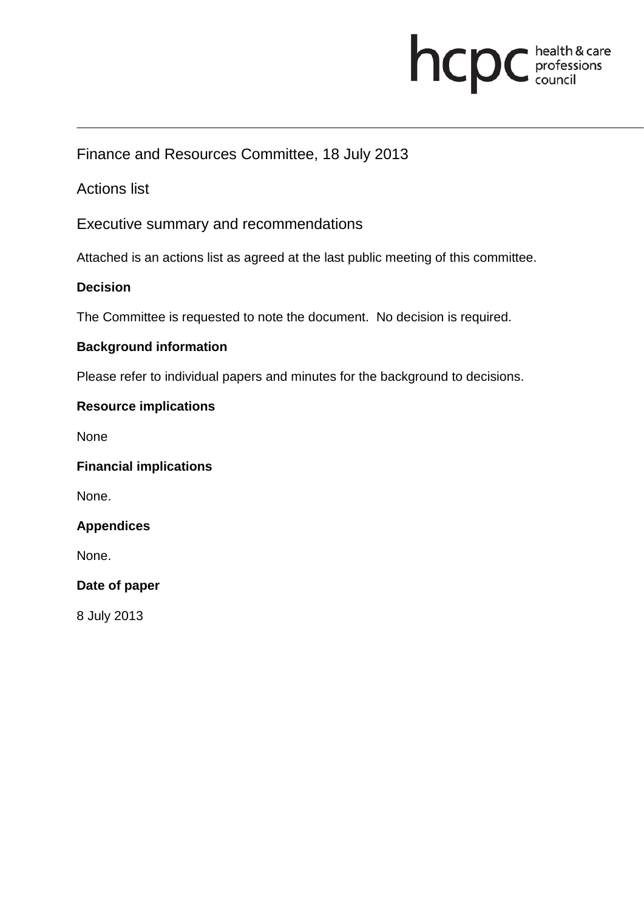Finance and Resources Committee, 18 July 2013

Actions list

## Executive summary and recommendations

Attached is an actions list as agreed at the last public meeting of this committee.

**Decision**

The Committee is requested to note the document. No decision is required.

**Background information**

Please refer to individual papers and minutes for the background to decisions.

**Resource implications**

None

**Financial implications**

None.

**Appendices**

None.

**Date of paper**

8 July 2013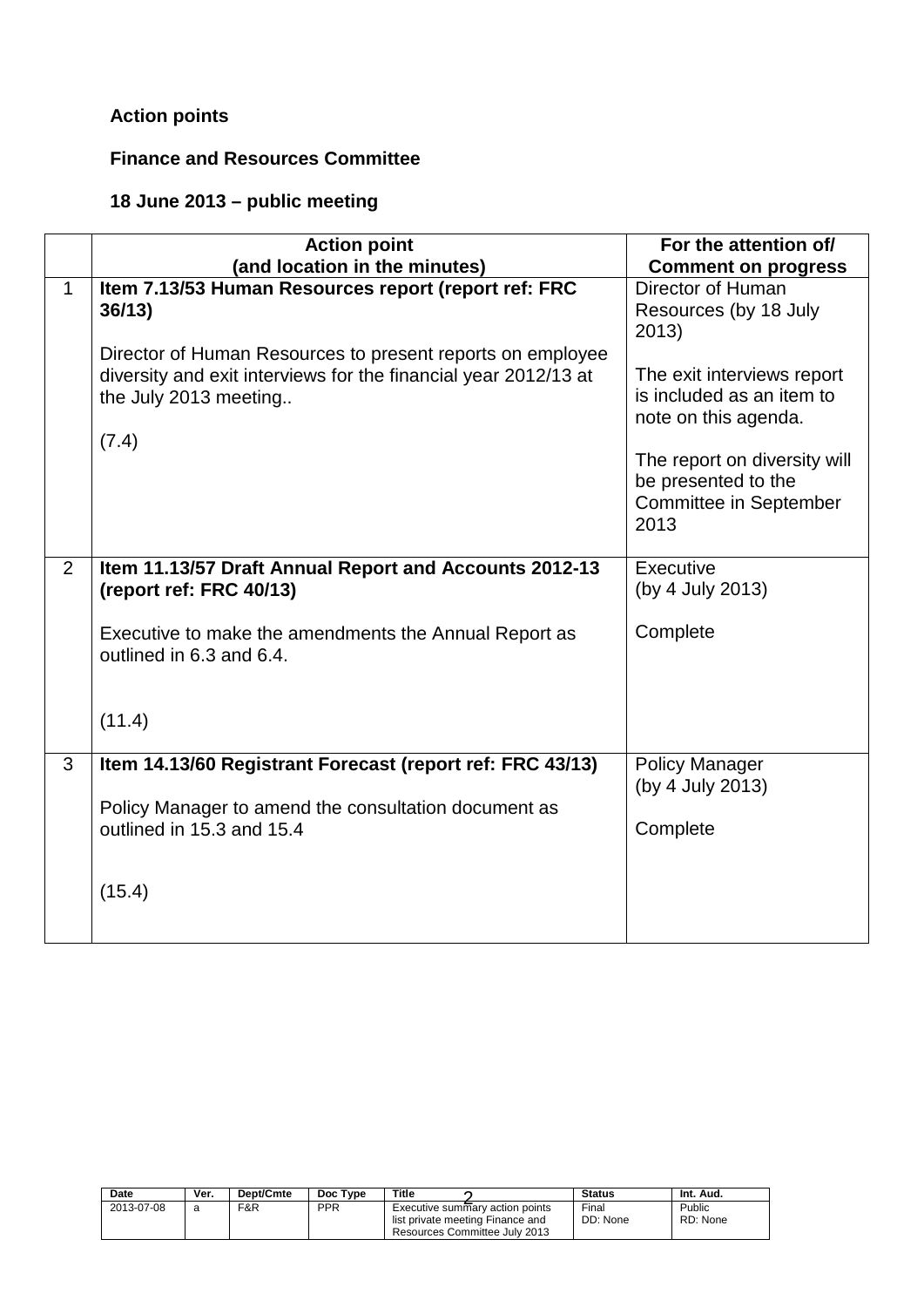**Action points**

**Finance and Resources Committee**

**18 June 2013 – public meeting**

| | Action point (and location in the minutes) | For the attention of/ Comment on progress |
|---|---|---|
| 1 | **Item 7.13/53 Human Resources report (report ref: FRC 36/13)**<br><br>Director of Human Resources to present reports on employee diversity and exit interviews for the financial year 2012/13 at the July 2013 meeting..<br><br>(7.4) | Director of Human Resources (by 18 July 2013)<br><br>The exit interviews report is included as an item to note on this agenda.<br><br>The report on diversity will be presented to the Committee in September 2013 |
| 2 | **Item 11.13/57 Draft Annual Report and Accounts 2012-13 (report ref: FRC 40/13)**<br><br>Executive to make the amendments the Annual Report as outlined in 6.3 and 6.4.<br><br>(11.4) | Executive (by 4 July 2013)<br><br>Complete |
| 3 | **Item 14.13/60 Registrant Forecast (report ref: FRC 43/13)**<br><br>Policy Manager to amend the consultation document as outlined in 15.3 and 15.4<br><br>(15.4) | Policy Manager (by 4 July 2013)<br><br>Complete |

| Date | Ver. | Dept/Cmte | Doc Type | Title | Status | Int. Aud. |
|---|---|---|---|---|---|---|
| 2013-07-08 | a | F&R | PPR | Executive summary action points list private meeting Finance and Resources Committee July 2013 | Final DD: None | Public RD: None |